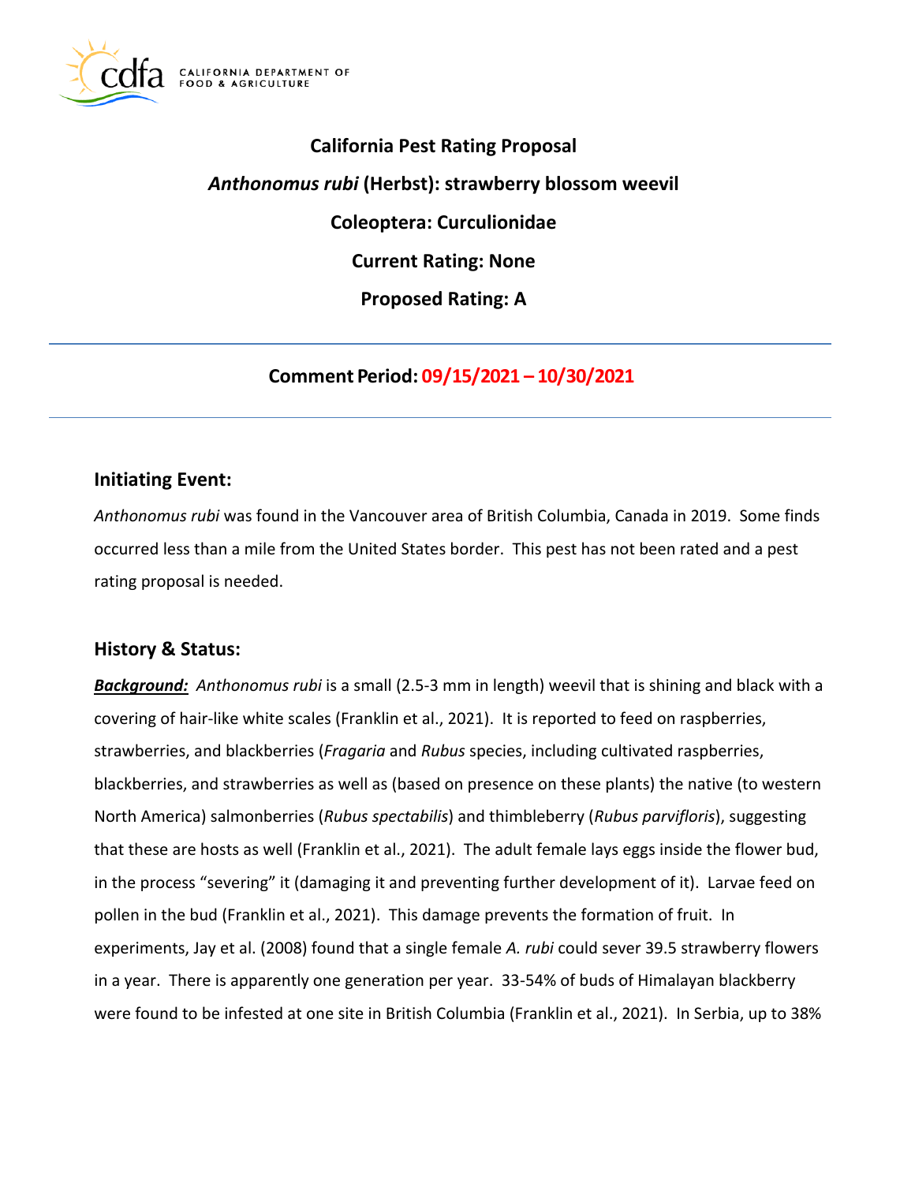**California Pest Rating Proposal**

***Anthonomus rubi*** **(Herbst): strawberry blossom weevil**

**Coleoptera: Curculionidae**

**Current Rating: None**

**Proposed Rating: A**

---

**Comment Period: 09/15/2021 – 10/30/2021**

---

## Initiating Event:

*Anthonomus rubi* was found in the Vancouver area of British Columbia, Canada in 2019. Some finds occurred less than a mile from the United States border. This pest has not been rated and a pest rating proposal is needed.

## History & Status:

***Background:*** *Anthonomus rubi* is a small (2.5-3 mm in length) weevil that is shining and black with a covering of hair-like white scales (Franklin et al., 2021). It is reported to feed on raspberries, strawberries, and blackberries (*Fragaria* and *Rubus* species, including cultivated raspberries, blackberries, and strawberries as well as (based on presence on these plants) the native (to western North America) salmonberries (*Rubus spectabilis*) and thimbleberry (*Rubus parvifloris*), suggesting that these are hosts as well (Franklin et al., 2021). The adult female lays eggs inside the flower bud, in the process "severing" it (damaging it and preventing further development of it). Larvae feed on pollen in the bud (Franklin et al., 2021). This damage prevents the formation of fruit. In experiments, Jay et al. (2008) found that a single female *A. rubi* could sever 39.5 strawberry flowers in a year. There is apparently one generation per year. 33-54% of buds of Himalayan blackberry were found to be infested at one site in British Columbia (Franklin et al., 2021). In Serbia, up to 38%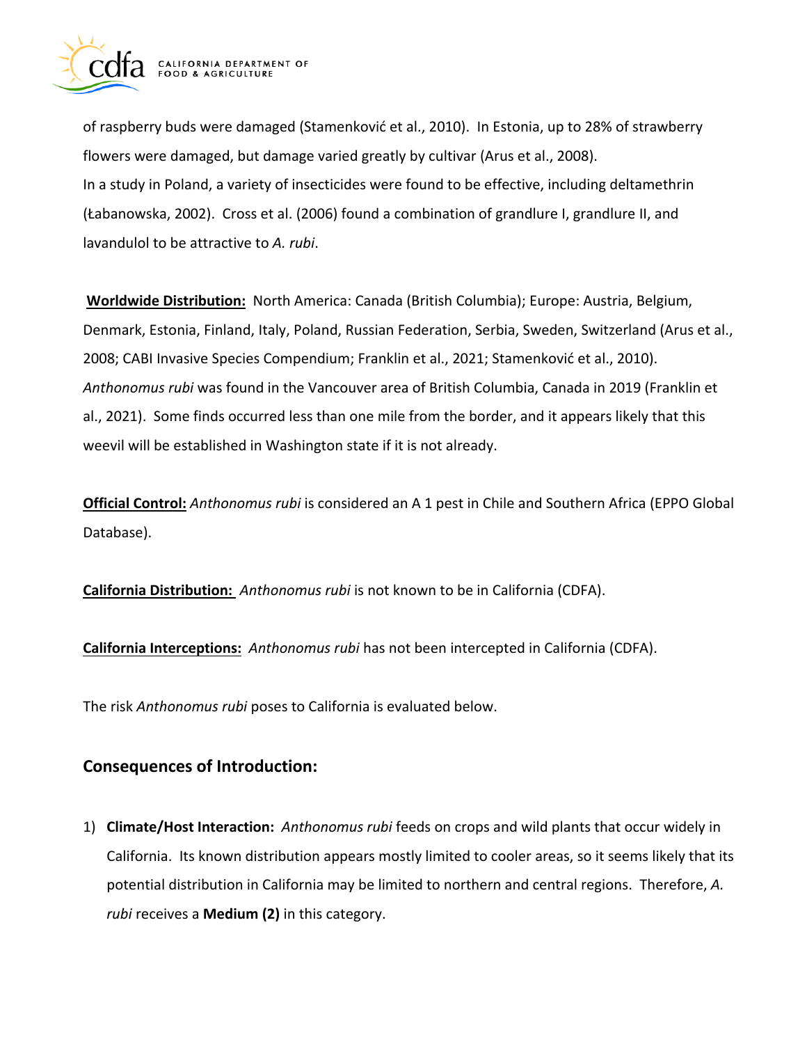of raspberry buds were damaged (Stamenković et al., 2010). In Estonia, up to 28% of strawberry flowers were damaged, but damage varied greatly by cultivar (Arus et al., 2008).
In a study in Poland, a variety of insecticides were found to be effective, including deltamethrin (Łabanowska, 2002). Cross et al. (2006) found a combination of grandlure I, grandlure II, and lavandulol to be attractive to *A. rubi*.

**Worldwide Distribution:** North America: Canada (British Columbia); Europe: Austria, Belgium, Denmark, Estonia, Finland, Italy, Poland, Russian Federation, Serbia, Sweden, Switzerland (Arus et al., 2008; CABI Invasive Species Compendium; Franklin et al., 2021; Stamenković et al., 2010). *Anthonomus rubi* was found in the Vancouver area of British Columbia, Canada in 2019 (Franklin et al., 2021). Some finds occurred less than one mile from the border, and it appears likely that this weevil will be established in Washington state if it is not already.

**Official Control:** *Anthonomus rubi* is considered an A 1 pest in Chile and Southern Africa (EPPO Global Database).

**California Distribution:** *Anthonomus rubi* is not known to be in California (CDFA).

**California Interceptions:** *Anthonomus rubi* has not been intercepted in California (CDFA).

The risk *Anthonomus rubi* poses to California is evaluated below.

## Consequences of Introduction:

1) **Climate/Host Interaction:** *Anthonomus rubi* feeds on crops and wild plants that occur widely in California. Its known distribution appears mostly limited to cooler areas, so it seems likely that its potential distribution in California may be limited to northern and central regions. Therefore, *A. rubi* receives a **Medium (2)** in this category.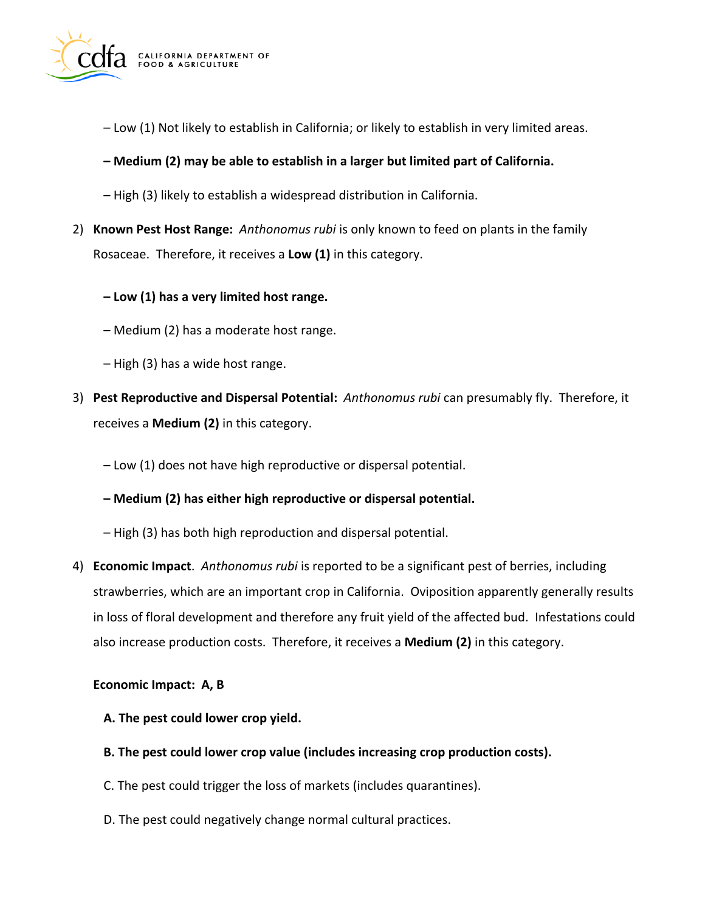– Low (1) Not likely to establish in California; or likely to establish in very limited areas.

**– Medium (2) may be able to establish in a larger but limited part of California.**

– High (3) likely to establish a widespread distribution in California.

2) **Known Pest Host Range:** *Anthonomus rubi* is only known to feed on plants in the family Rosaceae. Therefore, it receives a **Low (1)** in this category.

   **– Low (1) has a very limited host range.**

   – Medium (2) has a moderate host range.

   – High (3) has a wide host range.

3) **Pest Reproductive and Dispersal Potential:** *Anthonomus rubi* can presumably fly. Therefore, it receives a **Medium (2)** in this category.

   – Low (1) does not have high reproductive or dispersal potential.

   **– Medium (2) has either high reproductive or dispersal potential.**

   – High (3) has both high reproduction and dispersal potential.

4) **Economic Impact**. *Anthonomus rubi* is reported to be a significant pest of berries, including strawberries, which are an important crop in California. Oviposition apparently generally results in loss of floral development and therefore any fruit yield of the affected bud. Infestations could also increase production costs. Therefore, it receives a **Medium (2)** in this category.

   **Economic Impact: A, B**

   **A. The pest could lower crop yield.**

   **B. The pest could lower crop value (includes increasing crop production costs).**

   C. The pest could trigger the loss of markets (includes quarantines).

   D. The pest could negatively change normal cultural practices.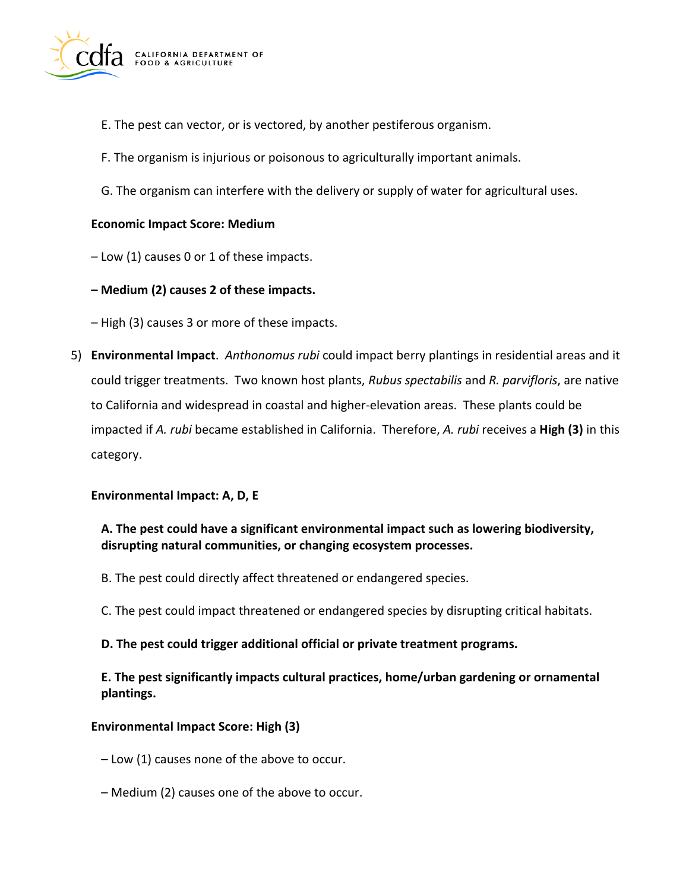E. The pest can vector, or is vectored, by another pestiferous organism.

F. The organism is injurious or poisonous to agriculturally important animals.

G. The organism can interfere with the delivery or supply of water for agricultural uses.

**Economic Impact Score: Medium**

– Low (1) causes 0 or 1 of these impacts.

**– Medium (2) causes 2 of these impacts.**

– High (3) causes 3 or more of these impacts.

5) **Environmental Impact**. *Anthonomus rubi* could impact berry plantings in residential areas and it could trigger treatments. Two known host plants, *Rubus spectabilis* and *R. parvifloris*, are native to California and widespread in coastal and higher-elevation areas. These plants could be impacted if *A. rubi* became established in California. Therefore, *A. rubi* receives a **High (3)** in this category.

**Environmental Impact: A, D, E**

**A. The pest could have a significant environmental impact such as lowering biodiversity, disrupting natural communities, or changing ecosystem processes.**

B. The pest could directly affect threatened or endangered species.

C. The pest could impact threatened or endangered species by disrupting critical habitats.

**D. The pest could trigger additional official or private treatment programs.**

**E. The pest significantly impacts cultural practices, home/urban gardening or ornamental plantings.**

**Environmental Impact Score: High (3)**

– Low (1) causes none of the above to occur.

– Medium (2) causes one of the above to occur.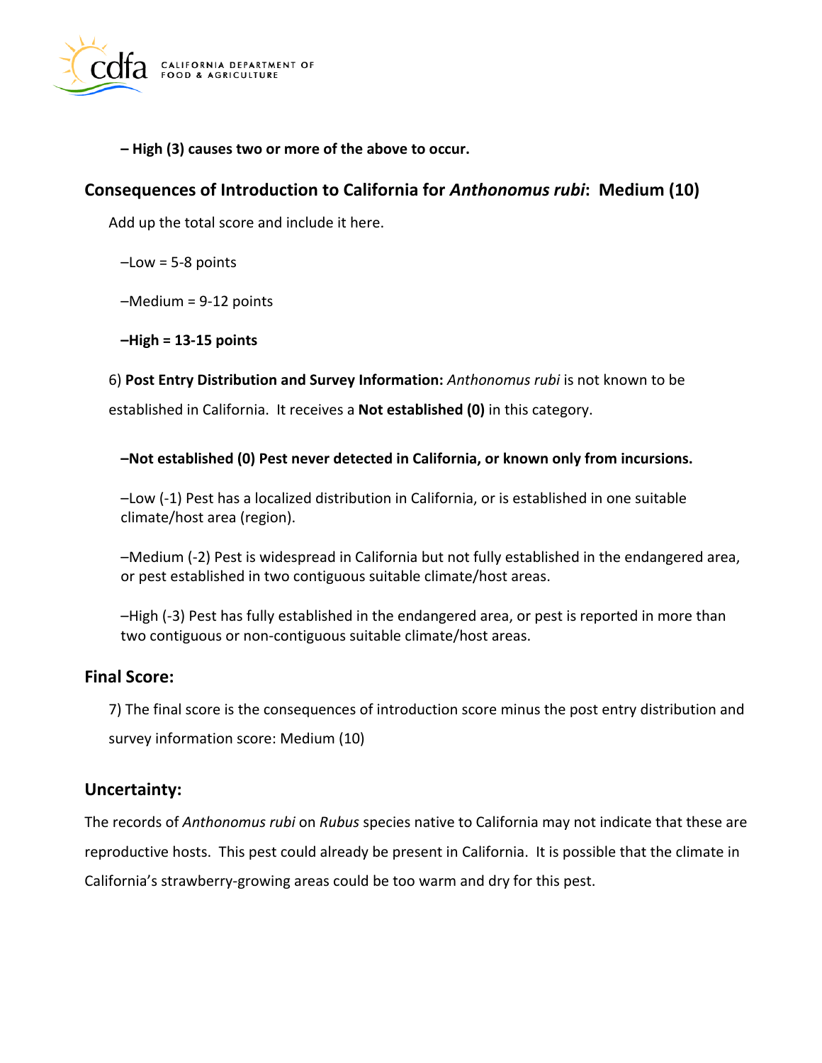**– High (3) causes two or more of the above to occur.**

## Consequences of Introduction to California for *Anthonomus rubi*: Medium (10)

Add up the total score and include it here.

–Low = 5-8 points

–Medium = 9-12 points

**–High = 13-15 points**

6) **Post Entry Distribution and Survey Information:** *Anthonomus rubi* is not known to be established in California. It receives a **Not established (0)** in this category.

**–Not established (0) Pest never detected in California, or known only from incursions.**

–Low (-1) Pest has a localized distribution in California, or is established in one suitable climate/host area (region).

–Medium (-2) Pest is widespread in California but not fully established in the endangered area, or pest established in two contiguous suitable climate/host areas.

–High (-3) Pest has fully established in the endangered area, or pest is reported in more than two contiguous or non-contiguous suitable climate/host areas.

## Final Score:

7) The final score is the consequences of introduction score minus the post entry distribution and survey information score: Medium (10)

## Uncertainty:

The records of *Anthonomus rubi* on *Rubus* species native to California may not indicate that these are reproductive hosts. This pest could already be present in California. It is possible that the climate in California's strawberry-growing areas could be too warm and dry for this pest.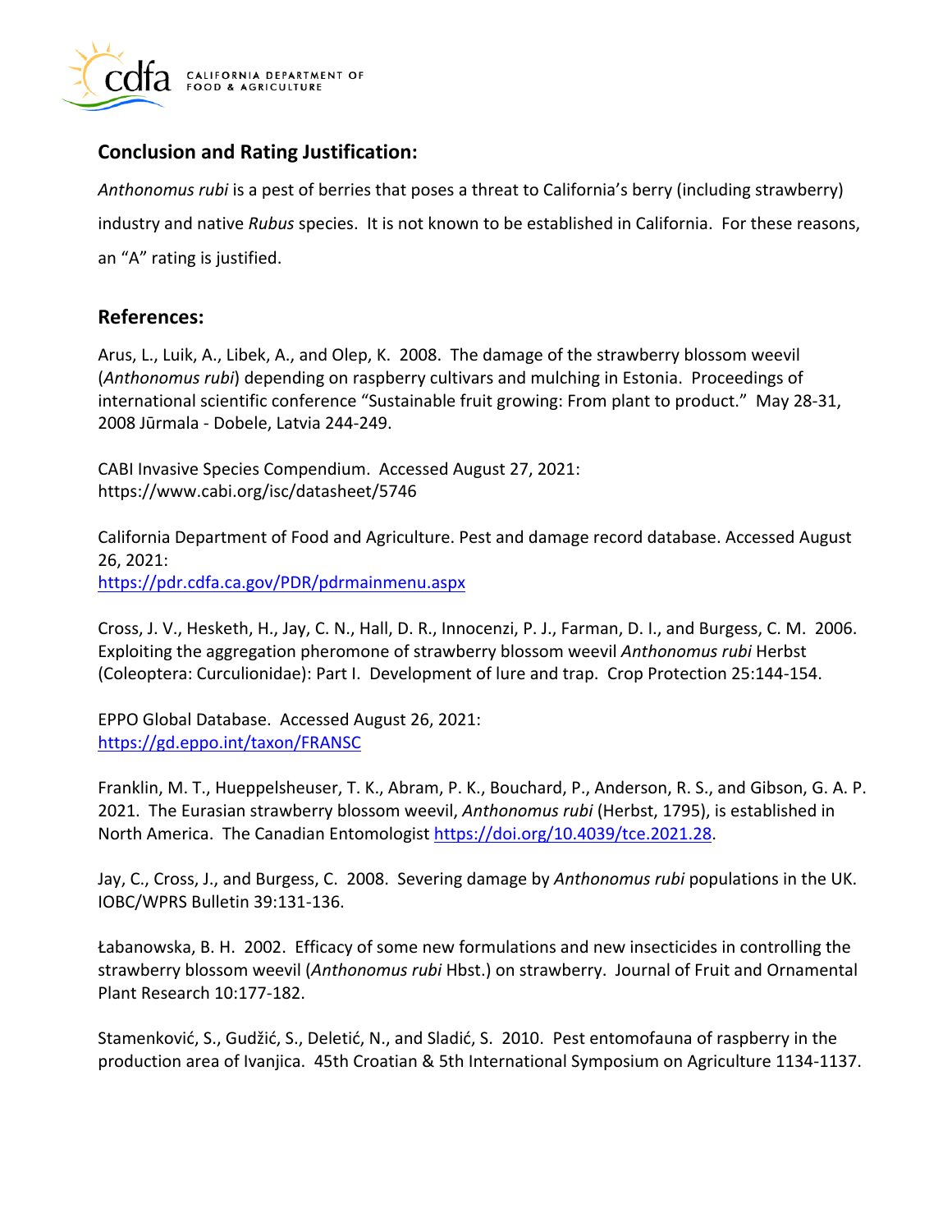## Conclusion and Rating Justification:

*Anthonomus rubi* is a pest of berries that poses a threat to California's berry (including strawberry) industry and native *Rubus* species. It is not known to be established in California. For these reasons, an "A" rating is justified.

## References:

Arus, L., Luik, A., Libek, A., and Olep, K. 2008. The damage of the strawberry blossom weevil (*Anthonomus rubi*) depending on raspberry cultivars and mulching in Estonia. Proceedings of international scientific conference "Sustainable fruit growing: From plant to product." May 28-31, 2008 Jūrmala - Dobele, Latvia 244-249.

CABI Invasive Species Compendium. Accessed August 27, 2021: https://www.cabi.org/isc/datasheet/5746

California Department of Food and Agriculture. Pest and damage record database. Accessed August 26, 2021:
[https://pdr.cdfa.ca.gov/PDR/pdrmainmenu.aspx](https://pdr.cdfa.ca.gov/PDR/pdrmainmenu.aspx)

Cross, J. V., Hesketh, H., Jay, C. N., Hall, D. R., Innocenzi, P. J., Farman, D. I., and Burgess, C. M. 2006. Exploiting the aggregation pheromone of strawberry blossom weevil *Anthonomus rubi* Herbst (Coleoptera: Curculionidae): Part I. Development of lure and trap. Crop Protection 25:144-154.

EPPO Global Database. Accessed August 26, 2021:
[https://gd.eppo.int/taxon/FRANSC](https://gd.eppo.int/taxon/FRANSC)

Franklin, M. T., Hueppelsheuser, T. K., Abram, P. K., Bouchard, P., Anderson, R. S., and Gibson, G. A. P. 2021. The Eurasian strawberry blossom weevil, *Anthonomus rubi* (Herbst, 1795), is established in North America. The Canadian Entomologist [https://doi.org/10.4039/tce.2021.28](https://doi.org/10.4039/tce.2021.28).

Jay, C., Cross, J., and Burgess, C. 2008. Severing damage by *Anthonomus rubi* populations in the UK. IOBC/WPRS Bulletin 39:131-136.

Łabanowska, B. H. 2002. Efficacy of some new formulations and new insecticides in controlling the strawberry blossom weevil (*Anthonomus rubi* Hbst.) on strawberry. Journal of Fruit and Ornamental Plant Research 10:177-182.

Stamenković, S., Gudžić, S., Deletić, N., and Sladić, S. 2010. Pest entomofauna of raspberry in the production area of Ivanjica. 45th Croatian & 5th International Symposium on Agriculture 1134-1137.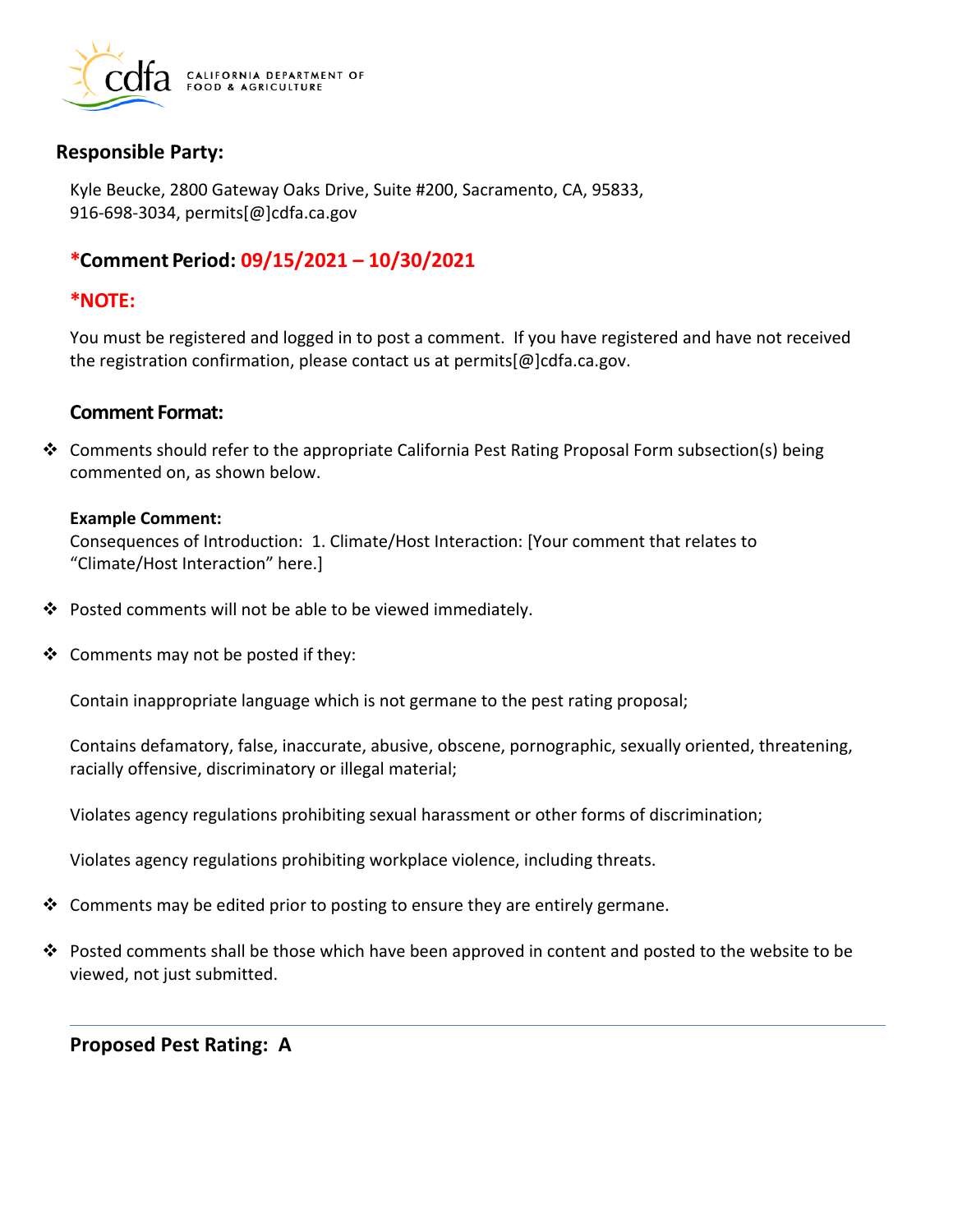## Responsible Party:

Kyle Beucke, 2800 Gateway Oaks Drive, Suite #200, Sacramento, CA, 95833, 916-698-3034, permits[@]cdfa.ca.gov

### *Comment Period: 09/15/2021 – 10/30/2021

### *NOTE:

You must be registered and logged in to post a comment. If you have registered and have not received the registration confirmation, please contact us at permits[@]cdfa.ca.gov.

### Comment Format:

- Comments should refer to the appropriate California Pest Rating Proposal Form subsection(s) being commented on, as shown below.

  **Example Comment:**
  Consequences of Introduction: 1. Climate/Host Interaction: [Your comment that relates to "Climate/Host Interaction" here.]

- Posted comments will not be able to be viewed immediately.

- Comments may not be posted if they:

  Contain inappropriate language which is not germane to the pest rating proposal;

  Contains defamatory, false, inaccurate, abusive, obscene, pornographic, sexually oriented, threatening, racially offensive, discriminatory or illegal material;

  Violates agency regulations prohibiting sexual harassment or other forms of discrimination;

  Violates agency regulations prohibiting workplace violence, including threats.

- Comments may be edited prior to posting to ensure they are entirely germane.

- Posted comments shall be those which have been approved in content and posted to the website to be viewed, not just submitted.

---

### Proposed Pest Rating: A